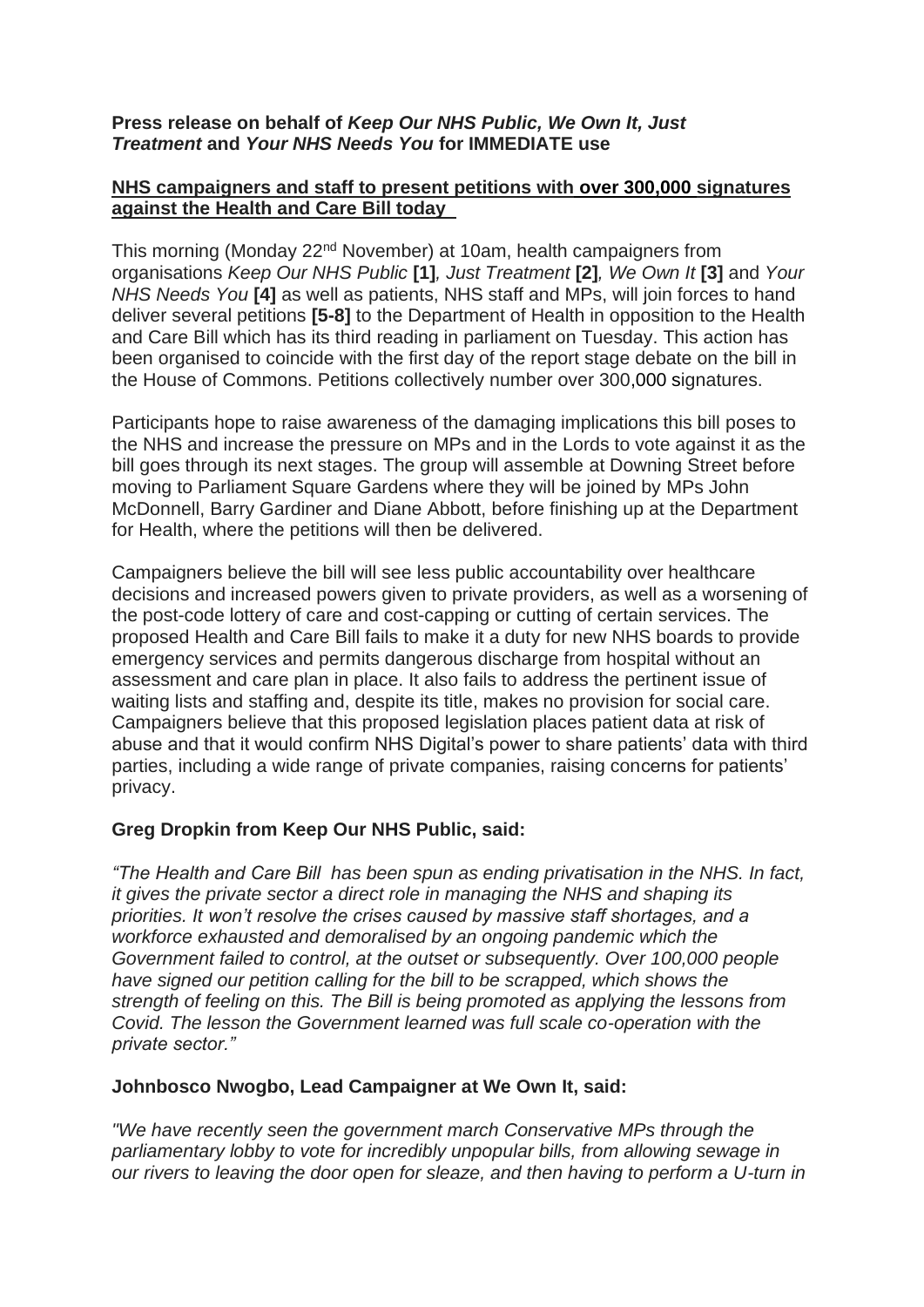**Press release on behalf of *Keep Our NHS Public, We Own It, Just Treatment* and *Your NHS Needs You* for IMMEDIATE use**

**NHS campaigners and staff to present petitions with over 300,000 signatures against the Health and Care Bill today**

This morning (Monday 22nd November) at 10am, health campaigners from organisations *Keep Our NHS Public* **[1]**, *Just Treatment* **[2]**, *We Own It* **[3]** and *Your NHS Needs You* **[4]** as well as patients, NHS staff and MPs, will join forces to hand deliver several petitions **[5-8]** to the Department of Health in opposition to the Health and Care Bill which has its third reading in parliament on Tuesday. This action has been organised to coincide with the first day of the report stage debate on the bill in the House of Commons. Petitions collectively number over 300,000 signatures.

Participants hope to raise awareness of the damaging implications this bill poses to the NHS and increase the pressure on MPs and in the Lords to vote against it as the bill goes through its next stages. The group will assemble at Downing Street before moving to Parliament Square Gardens where they will be joined by MPs John McDonnell, Barry Gardiner and Diane Abbott, before finishing up at the Department for Health, where the petitions will then be delivered.

Campaigners believe the bill will see less public accountability over healthcare decisions and increased powers given to private providers, as well as a worsening of the post-code lottery of care and cost-capping or cutting of certain services. The proposed Health and Care Bill fails to make it a duty for new NHS boards to provide emergency services and permits dangerous discharge from hospital without an assessment and care plan in place. It also fails to address the pertinent issue of waiting lists and staffing and, despite its title, makes no provision for social care. Campaigners believe that this proposed legislation places patient data at risk of abuse and that it would confirm NHS Digital's power to share patients' data with third parties, including a wide range of private companies, raising concerns for patients' privacy.

**Greg Dropkin from Keep Our NHS Public, said:**

*"The Health and Care Bill has been spun as ending privatisation in the NHS. In fact, it gives the private sector a direct role in managing the NHS and shaping its priorities. It won't resolve the crises caused by massive staff shortages, and a workforce exhausted and demoralised by an ongoing pandemic which the Government failed to control, at the outset or subsequently. Over 100,000 people have signed our petition calling for the bill to be scrapped, which shows the strength of feeling on this. The Bill is being promoted as applying the lessons from Covid. The lesson the Government learned was full scale co-operation with the private sector."*

**Johnbosco Nwogbo, Lead Campaigner at We Own It, said:**

*"We have recently seen the government march Conservative MPs through the parliamentary lobby to vote for incredibly unpopular bills, from allowing sewage in our rivers to leaving the door open for sleaze, and then having to perform a U-turn in*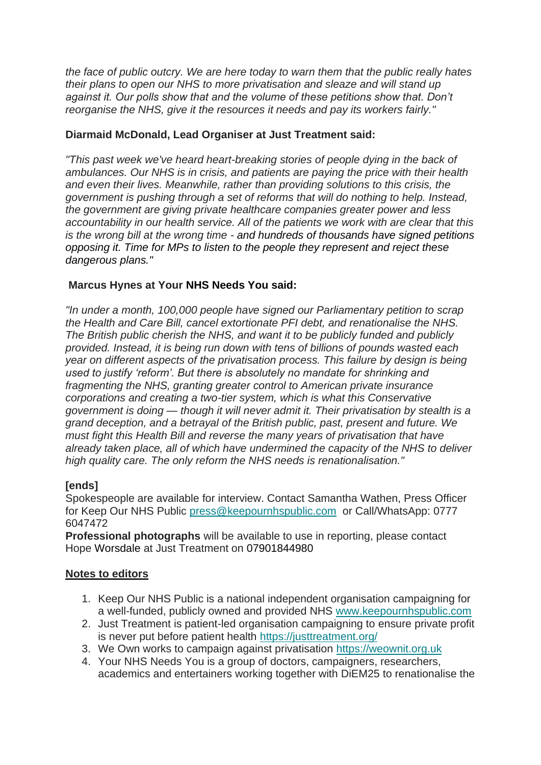*the face of public outcry. We are here today to warn them that the public really hates their plans to open our NHS to more privatisation and sleaze and will stand up against it. Our polls show that and the volume of these petitions show that. Don't reorganise the NHS, give it the resources it needs and pay its workers fairly."*

**Diarmaid McDonald, Lead Organiser at Just Treatment said:**

*"This past week we've heard heart-breaking stories of people dying in the back of ambulances. Our NHS is in crisis, and patients are paying the price with their health and even their lives. Meanwhile, rather than providing solutions to this crisis, the government is pushing through a set of reforms that will do nothing to help. Instead, the government are giving private healthcare companies greater power and less accountability in our health service. All of the patients we work with are clear that this is the wrong bill at the wrong time - and hundreds of thousands have signed petitions opposing it. Time for MPs to listen to the people they represent and reject these dangerous plans."*

**Marcus Hynes at Your NHS Needs You said:**

*"In under a month, 100,000 people have signed our Parliamentary petition to scrap the Health and Care Bill, cancel extortionate PFI debt, and renationalise the NHS. The British public cherish the NHS, and want it to be publicly funded and publicly provided. Instead, it is being run down with tens of billions of pounds wasted each year on different aspects of the privatisation process. This failure by design is being used to justify 'reform'. But there is absolutely no mandate for shrinking and fragmenting the NHS, granting greater control to American private insurance corporations and creating a two-tier system, which is what this Conservative government is doing — though it will never admit it. Their privatisation by stealth is a grand deception, and a betrayal of the British public, past, present and future. We must fight this Health Bill and reverse the many years of privatisation that have already taken place, all of which have undermined the capacity of the NHS to deliver high quality care. The only reform the NHS needs is renationalisation."*

**[ends]**

Spokespeople are available for interview. Contact Samantha Wathen, Press Officer for Keep Our NHS Public press@keepournhspublic.com or Call/WhatsApp: 0777 6047472

**Professional photographs** will be available to use in reporting, please contact Hope Worsdale at Just Treatment on 07901844980

**Notes to editors**

1. Keep Our NHS Public is a national independent organisation campaigning for a well-funded, publicly owned and provided NHS www.keepournhspublic.com
2. Just Treatment is patient-led organisation campaigning to ensure private profit is never put before patient health https://justtreatment.org/
3. We Own works to campaign against privatisation https://weownit.org.uk
4. Your NHS Needs You is a group of doctors, campaigners, researchers, academics and entertainers working together with DiEM25 to renationalise the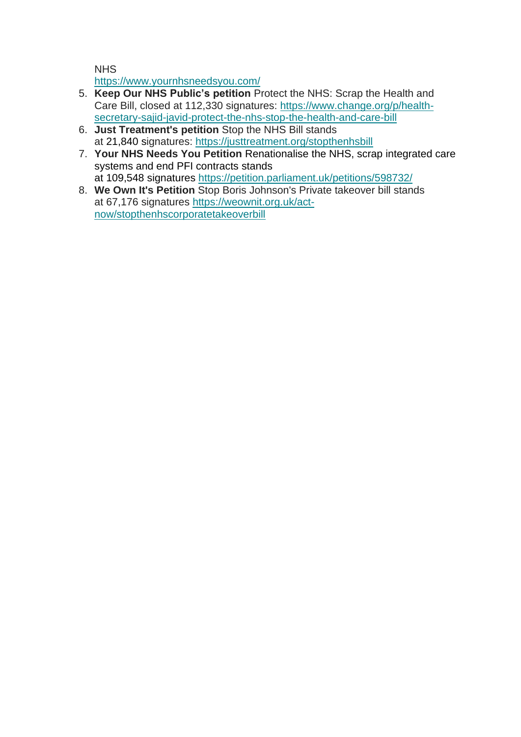NHS
https://www.yournhsneedsyou.com/

5. **Keep Our NHS Public's petition** Protect the NHS: Scrap the Health and Care Bill, closed at 112,330 signatures: https://www.change.org/p/health-secretary-sajid-javid-protect-the-nhs-stop-the-health-and-care-bill
6. **Just Treatment's petition** Stop the NHS Bill stands at 21,840 signatures: https://justtreatment.org/stopthenhsbill
7. **Your NHS Needs You Petition** Renationalise the NHS, scrap integrated care systems and end PFI contracts stands at 109,548 signatures https://petition.parliament.uk/petitions/598732/
8. **We Own It's Petition** Stop Boris Johnson's Private takeover bill stands at 67,176 signatures https://weownit.org.uk/act-now/stopthenhscorporatetakeoverbill